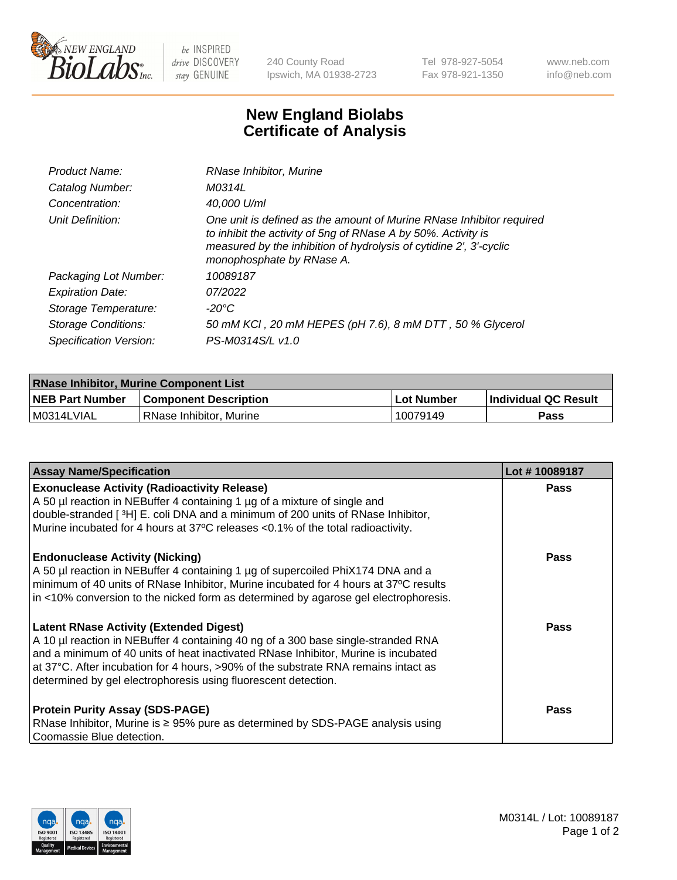# New England Biolabs Certificate of Analysis

| | |
|---|---|
| Product Name: | RNase Inhibitor, Murine |
| Catalog Number: | M0314L |
| Concentration: | 40,000 U/ml |
| Unit Definition: | One unit is defined as the amount of Murine RNase Inhibitor required to inhibit the activity of 5ng of RNase A by 50%. Activity is measured by the inhibition of hydrolysis of cytidine 2', 3'-cyclic monophosphate by RNase A. |
| Packaging Lot Number: | 10089187 |
| Expiration Date: | 07/2022 |
| Storage Temperature: | -20°C |
| Storage Conditions: | 50 mM KCl , 20 mM HEPES (pH 7.6), 8 mM DTT , 50 % Glycerol |
| Specification Version: | PS-M0314S/L v1.0 |

| RNase Inhibitor, Murine Component List | | | |
|---|---|---|---|
| **NEB Part Number** | **Component Description** | **Lot Number** | **Individual QC Result** |
| M0314LVIAL | RNase Inhibitor, Murine | 10079149 | Pass |

| Assay Name/Specification | Lot # 10089187 |
|---|---|
| **Exonuclease Activity (Radioactivity Release)**<br>A 50 µl reaction in NEBuffer 4 containing 1 µg of a mixture of single and double-stranded [ $^3$H] E. coli DNA and a minimum of 200 units of RNase Inhibitor, Murine incubated for 4 hours at 37ºC releases <0.1% of the total radioactivity. | Pass |
| **Endonuclease Activity (Nicking)**<br>A 50 µl reaction in NEBuffer 4 containing 1 µg of supercoiled PhiX174 DNA and a minimum of 40 units of RNase Inhibitor, Murine incubated for 4 hours at 37ºC results in <10% conversion to the nicked form as determined by agarose gel electrophoresis. | Pass |
| **Latent RNase Activity (Extended Digest)**<br>A 10 µl reaction in NEBuffer 4 containing 40 ng of a 300 base single-stranded RNA and a minimum of 40 units of heat inactivated RNase Inhibitor, Murine is incubated at 37°C. After incubation for 4 hours, >90% of the substrate RNA remains intact as determined by gel electrophoresis using fluorescent detection. | Pass |
| **Protein Purity Assay (SDS-PAGE)**<br>RNase Inhibitor, Murine is ≥ 95% pure as determined by SDS-PAGE analysis using Coomassie Blue detection. | Pass |

M0314L / Lot: 10089187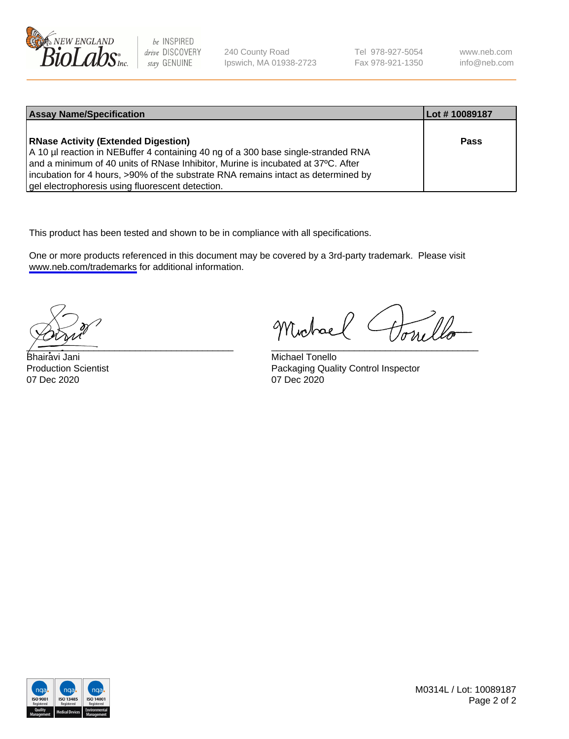| Assay Name/Specification | Lot # 10089187 |
| --- | --- |
| **RNase Activity (Extended Digestion)**<br>A 10 µl reaction in NEBuffer 4 containing 40 ng of a 300 base single-stranded RNA and a minimum of 40 units of RNase Inhibitor, Murine is incubated at 37ºC. After incubation for 4 hours, >90% of the substrate RNA remains intact as determined by gel electrophoresis using fluorescent detection. | **Pass** |

This product has been tested and shown to be in compliance with all specifications.

One or more products referenced in this document may be covered by a 3rd-party trademark. Please visit www.neb.com/trademarks for additional information.

Bhairavi Jani
Production Scientist
07 Dec 2020

Michael Tonello
Packaging Quality Control Inspector
07 Dec 2020

M0314L / Lot: 10089187